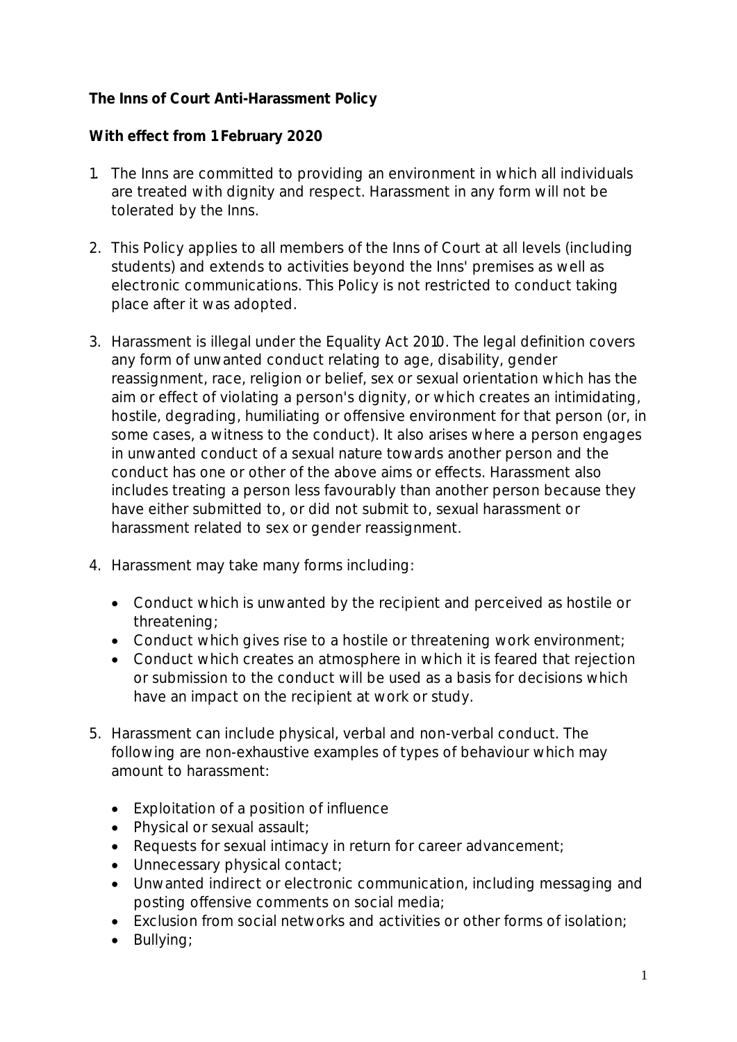**The Inns of Court Anti-Harassment Policy**

**With effect from 1 February 2020**

1. The Inns are committed to providing an environment in which all individuals are treated with dignity and respect. Harassment in any form will not be tolerated by the Inns.

2. This Policy applies to all members of the Inns of Court at all levels (including students) and extends to activities beyond the Inns' premises as well as electronic communications. This Policy is not restricted to conduct taking place after it was adopted.

3. Harassment is illegal under the Equality Act 2010. The legal definition covers any form of unwanted conduct relating to age, disability, gender reassignment, race, religion or belief, sex or sexual orientation which has the aim or effect of violating a person's dignity, or which creates an intimidating, hostile, degrading, humiliating or offensive environment for that person (or, in some cases, a witness to the conduct). It also arises where a person engages in unwanted conduct of a sexual nature towards another person and the conduct has one or other of the above aims or effects. Harassment also includes treating a person less favourably than another person because they have either submitted to, or did not submit to, sexual harassment or harassment related to sex or gender reassignment.

4. Harassment may take many forms including:

   - Conduct which is unwanted by the recipient and perceived as hostile or threatening;
   - Conduct which gives rise to a hostile or threatening work environment;
   - Conduct which creates an atmosphere in which it is feared that rejection or submission to the conduct will be used as a basis for decisions which have an impact on the recipient at work or study.

5. Harassment can include physical, verbal and non-verbal conduct. The following are non-exhaustive examples of types of behaviour which may amount to harassment:

   - Exploitation of a position of influence
   - Physical or sexual assault;
   - Requests for sexual intimacy in return for career advancement;
   - Unnecessary physical contact;
   - Unwanted indirect or electronic communication, including messaging and posting offensive comments on social media;
   - Exclusion from social networks and activities or other forms of isolation;
   - Bullying;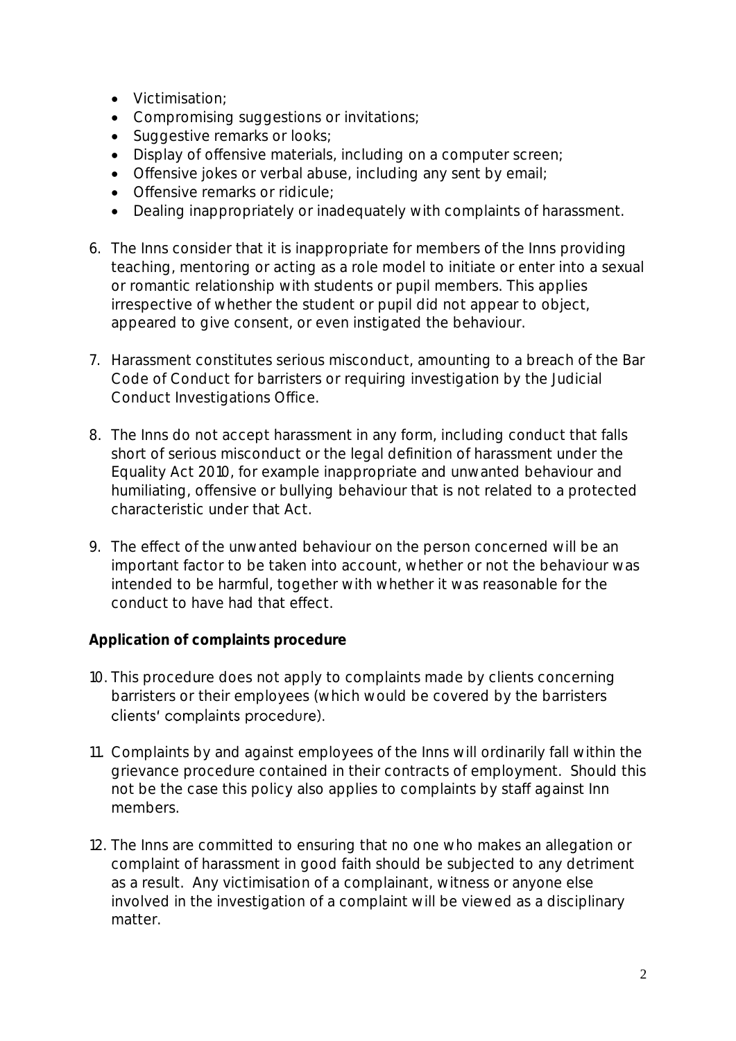- Victimisation;
- Compromising suggestions or invitations;
- Suggestive remarks or looks;
- Display of offensive materials, including on a computer screen;
- Offensive jokes or verbal abuse, including any sent by email;
- Offensive remarks or ridicule;
- Dealing inappropriately or inadequately with complaints of harassment.

6. The Inns consider that it is inappropriate for members of the Inns providing teaching, mentoring or acting as a role model to initiate or enter into a sexual or romantic relationship with students or pupil members. This applies irrespective of whether the student or pupil did not appear to object, appeared to give consent, or even instigated the behaviour.

7. Harassment constitutes serious misconduct, amounting to a breach of the Bar Code of Conduct for barristers or requiring investigation by the Judicial Conduct Investigations Office.

8. The Inns do not accept harassment in any form, including conduct that falls short of serious misconduct or the legal definition of harassment under the Equality Act 2010, for example inappropriate and unwanted behaviour and humiliating, offensive or bullying behaviour that is not related to a protected characteristic under that Act.

9. The effect of the unwanted behaviour on the person concerned will be an important factor to be taken into account, whether or not the behaviour was intended to be harmful, together with whether it was reasonable for the conduct to have had that effect.

**Application of complaints procedure**

10. This procedure does not apply to complaints made by clients concerning barristers or their employees (which would be covered by the barristers clients' complaints procedure).

11. Complaints by and against employees of the Inns will ordinarily fall within the grievance procedure contained in their contracts of employment. Should this not be the case this policy also applies to complaints by staff against Inn members.

12. The Inns are committed to ensuring that no one who makes an allegation or complaint of harassment in good faith should be subjected to any detriment as a result. Any victimisation of a complainant, witness or anyone else involved in the investigation of a complaint will be viewed as a disciplinary matter.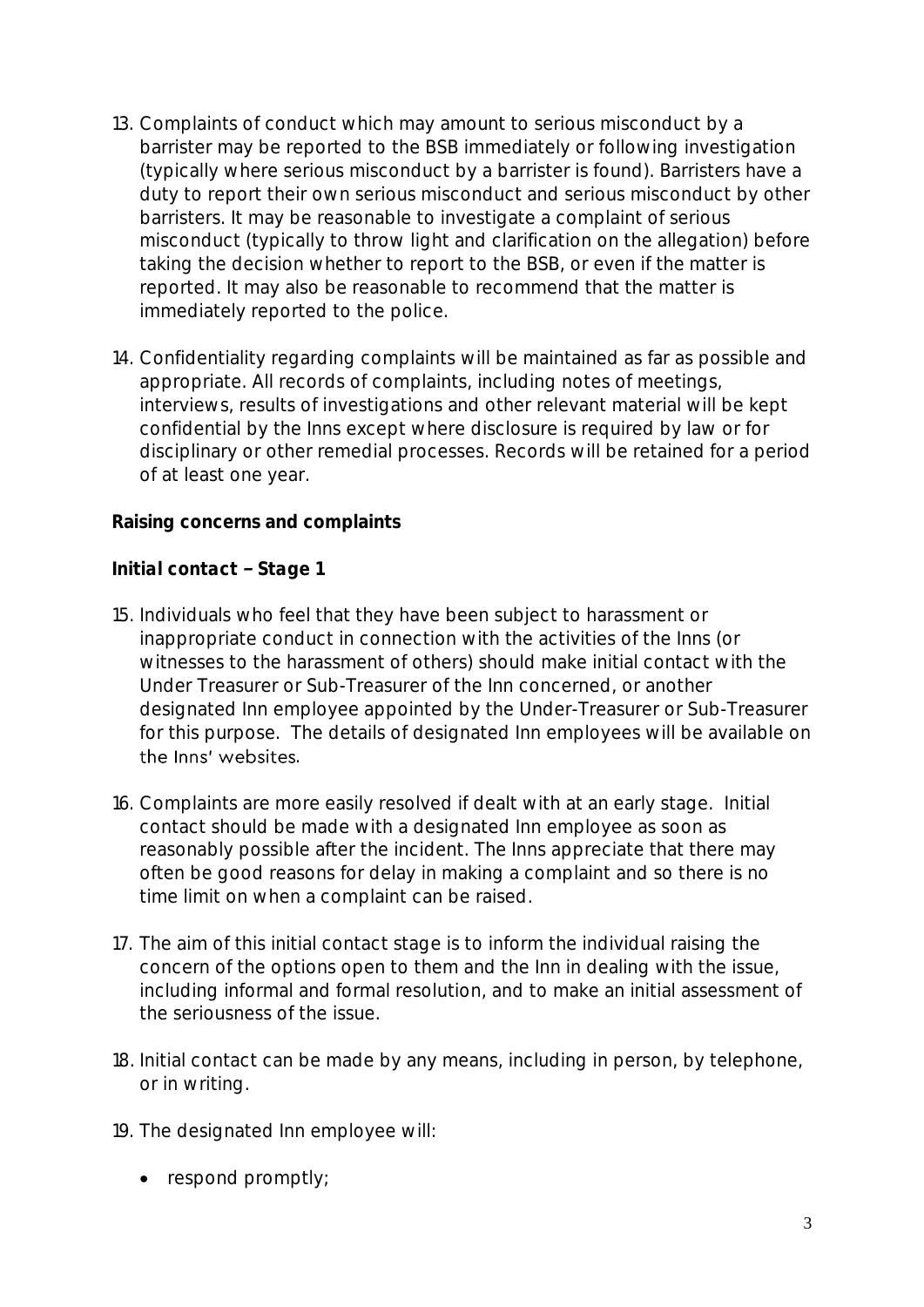13. Complaints of conduct which may amount to serious misconduct by a barrister may be reported to the BSB immediately or following investigation (typically where serious misconduct by a barrister is found). Barristers have a duty to report their own serious misconduct and serious misconduct by other barristers. It may be reasonable to investigate a complaint of serious misconduct (typically to throw light and clarification on the allegation) before taking the decision whether to report to the BSB, or even if the matter is reported. It may also be reasonable to recommend that the matter is immediately reported to the police.

14. Confidentiality regarding complaints will be maintained as far as possible and appropriate. All records of complaints, including notes of meetings, interviews, results of investigations and other relevant material will be kept confidential by the Inns except where disclosure is required by law or for disciplinary or other remedial processes. Records will be retained for a period of at least one year.

**Raising concerns and complaints**

***Initial contact – Stage 1***

15. Individuals who feel that they have been subject to harassment or inappropriate conduct in connection with the activities of the Inns (or witnesses to the harassment of others) should make initial contact with the Under Treasurer or Sub-Treasurer of the Inn concerned, or another designated Inn employee appointed by the Under-Treasurer or Sub-Treasurer for this purpose. The details of designated Inn employees will be available on the Inns' websites.

16. Complaints are more easily resolved if dealt with at an early stage. Initial contact should be made with a designated Inn employee as soon as reasonably possible after the incident. The Inns appreciate that there may often be good reasons for delay in making a complaint and so there is no time limit on when a complaint can be raised.

17. The aim of this initial contact stage is to inform the individual raising the concern of the options open to them and the Inn in dealing with the issue, including informal and formal resolution, and to make an initial assessment of the seriousness of the issue.

18. Initial contact can be made by any means, including in person, by telephone, or in writing.

19. The designated Inn employee will:

    - respond promptly;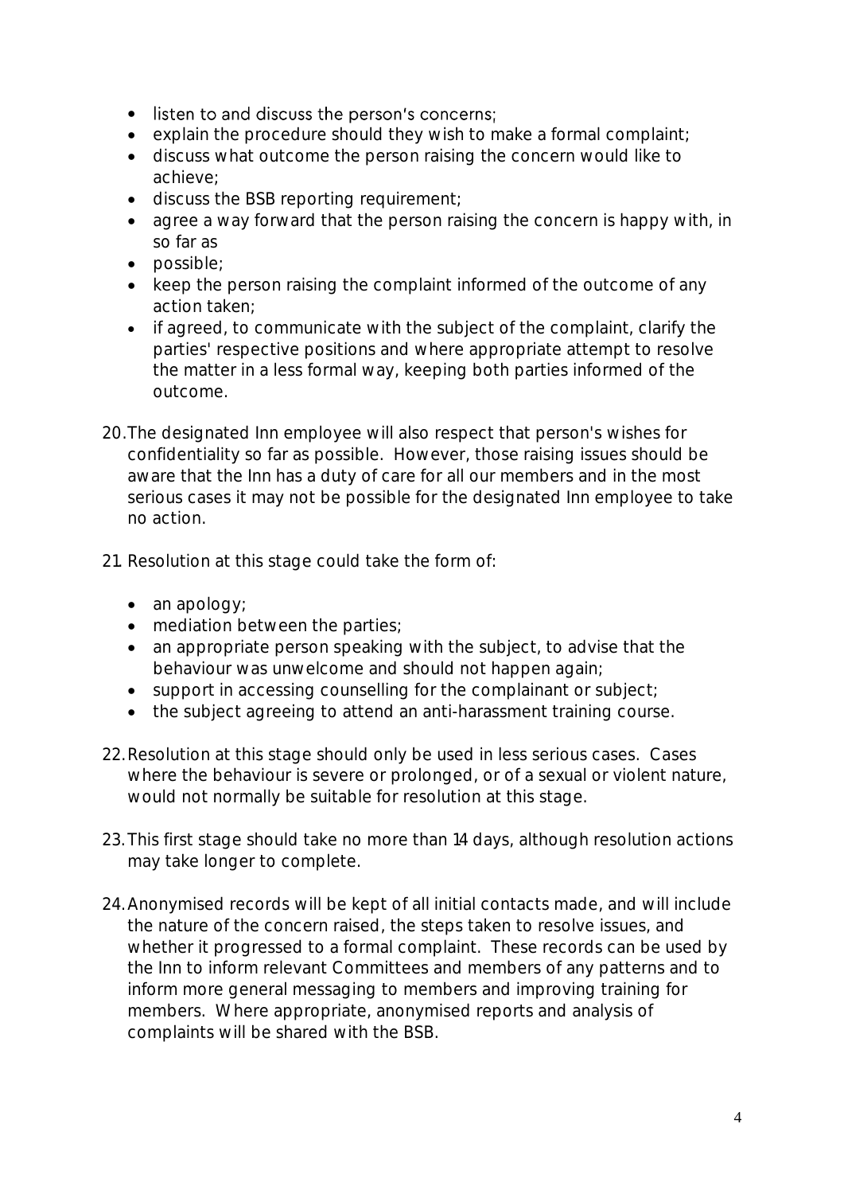- listen to and discuss the person's concerns;
- explain the procedure should they wish to make a formal complaint;
- discuss what outcome the person raising the concern would like to achieve;
- discuss the BSB reporting requirement;
- agree a way forward that the person raising the concern is happy with, in so far as
- possible;
- keep the person raising the complaint informed of the outcome of any action taken;
- if agreed, to communicate with the subject of the complaint, clarify the parties' respective positions and where appropriate attempt to resolve the matter in a less formal way, keeping both parties informed of the outcome.

20. The designated Inn employee will also respect that person's wishes for confidentiality so far as possible. However, those raising issues should be aware that the Inn has a duty of care for all our members and in the most serious cases it may not be possible for the designated Inn employee to take no action.

21. Resolution at this stage could take the form of:

    - an apology;
    - mediation between the parties;
    - an appropriate person speaking with the subject, to advise that the behaviour was unwelcome and should not happen again;
    - support in accessing counselling for the complainant or subject;
    - the subject agreeing to attend an anti-harassment training course.

22. Resolution at this stage should only be used in less serious cases. Cases where the behaviour is severe or prolonged, or of a sexual or violent nature, would not normally be suitable for resolution at this stage.

23. This first stage should take no more than 14 days, although resolution actions may take longer to complete.

24. Anonymised records will be kept of all initial contacts made, and will include the nature of the concern raised, the steps taken to resolve issues, and whether it progressed to a formal complaint. These records can be used by the Inn to inform relevant Committees and members of any patterns and to inform more general messaging to members and improving training for members. Where appropriate, anonymised reports and analysis of complaints will be shared with the BSB.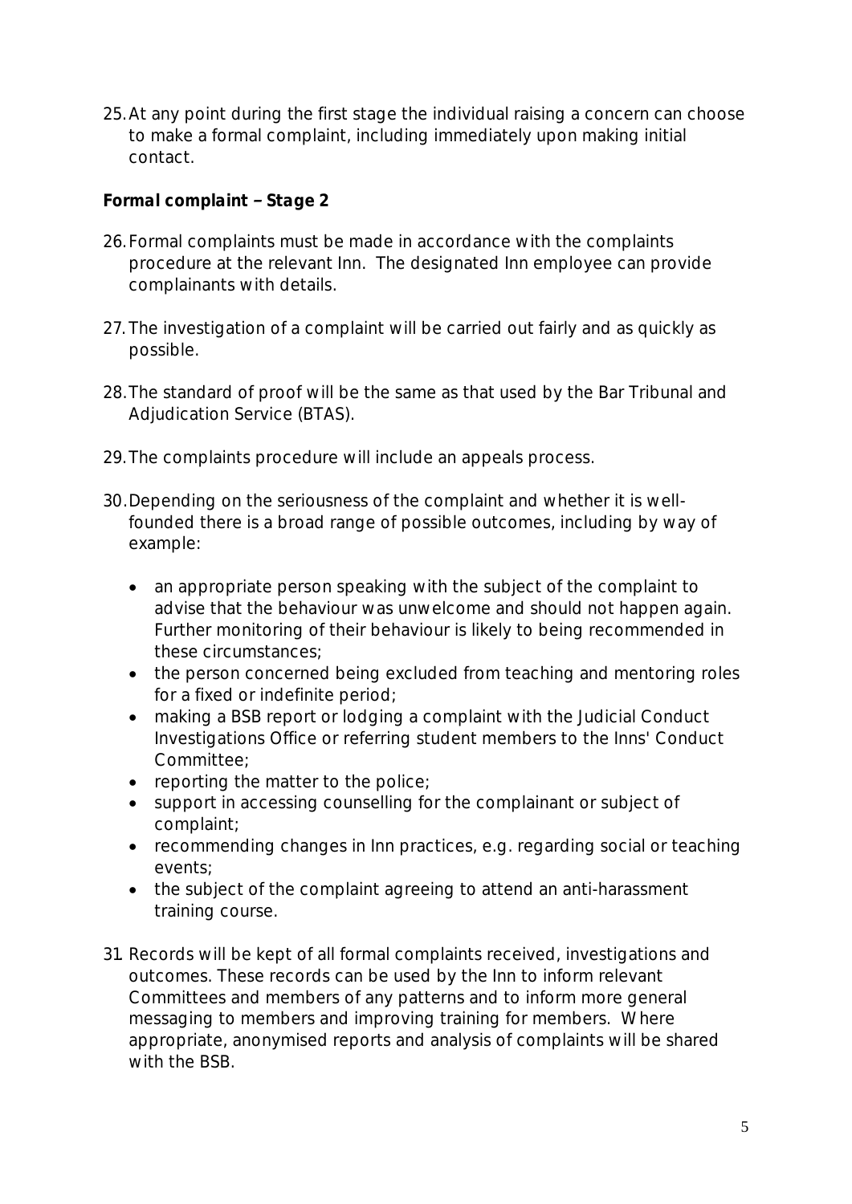25. At any point during the first stage the individual raising a concern can choose to make a formal complaint, including immediately upon making initial contact.

**Formal complaint – Stage 2**

26. Formal complaints must be made in accordance with the complaints procedure at the relevant Inn. The designated Inn employee can provide complainants with details.

27. The investigation of a complaint will be carried out fairly and as quickly as possible.

28. The standard of proof will be the same as that used by the Bar Tribunal and Adjudication Service (BTAS).

29. The complaints procedure will include an appeals process.

30. Depending on the seriousness of the complaint and whether it is well-founded there is a broad range of possible outcomes, including by way of example:

    - an appropriate person speaking with the subject of the complaint to advise that the behaviour was unwelcome and should not happen again. Further monitoring of their behaviour is likely to being recommended in these circumstances;
    - the person concerned being excluded from teaching and mentoring roles for a fixed or indefinite period;
    - making a BSB report or lodging a complaint with the Judicial Conduct Investigations Office or referring student members to the Inns' Conduct Committee;
    - reporting the matter to the police;
    - support in accessing counselling for the complainant or subject of complaint;
    - recommending changes in Inn practices, e.g. regarding social or teaching events;
    - the subject of the complaint agreeing to attend an anti-harassment training course.

31. Records will be kept of all formal complaints received, investigations and outcomes. These records can be used by the Inn to inform relevant Committees and members of any patterns and to inform more general messaging to members and improving training for members. Where appropriate, anonymised reports and analysis of complaints will be shared with the BSB.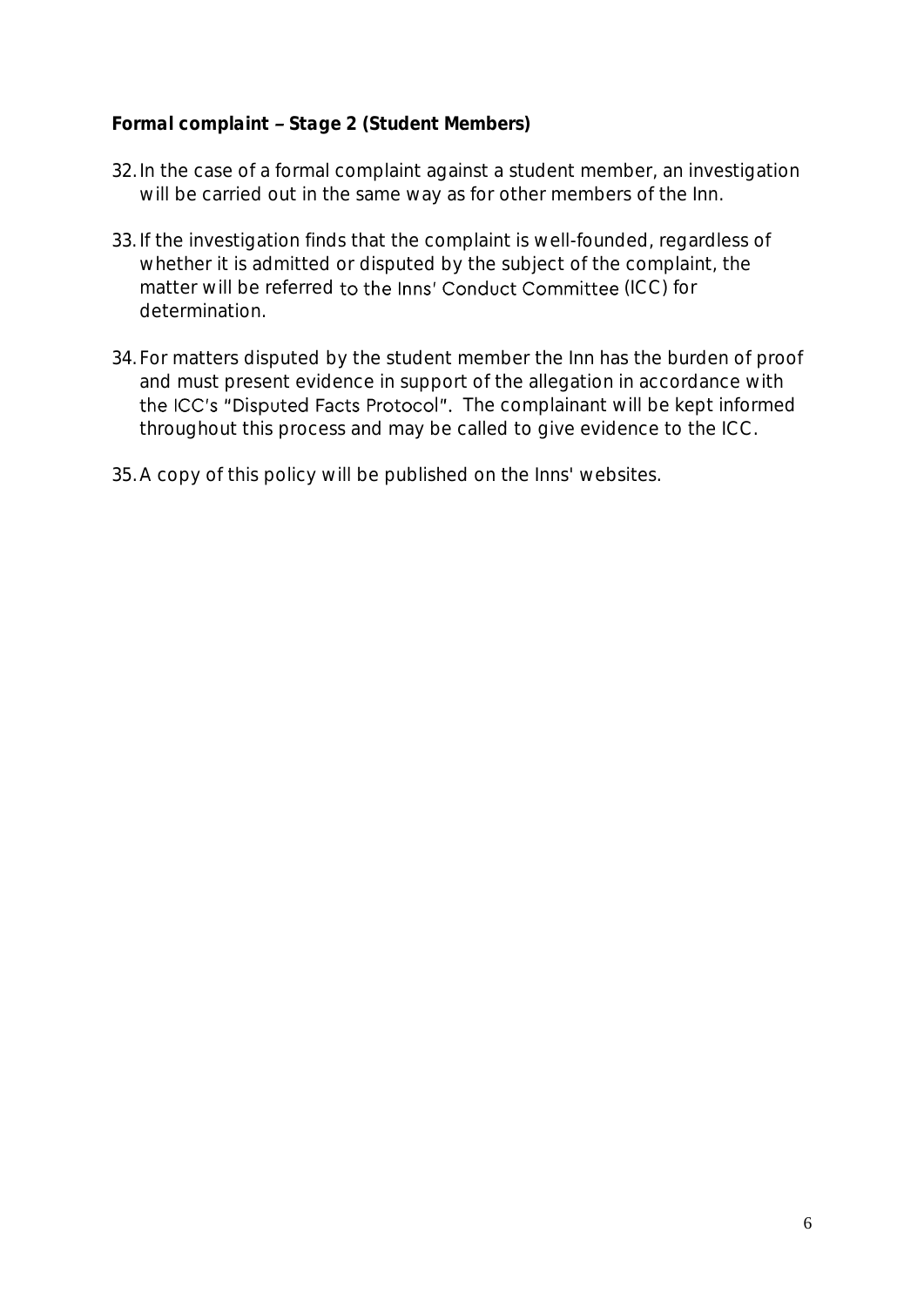**Formal complaint – Stage 2 (Student Members)**

32. In the case of a formal complaint against a student member, an investigation will be carried out in the same way as for other members of the Inn.

33. If the investigation finds that the complaint is well-founded, regardless of whether it is admitted or disputed by the subject of the complaint, the matter will be referred to the Inns' Conduct Committee (ICC) for determination.

34. For matters disputed by the student member the Inn has the burden of proof and must present evidence in support of the allegation in accordance with the ICC's "Disputed Facts Protocol". The complainant will be kept informed throughout this process and may be called to give evidence to the ICC.

35. A copy of this policy will be published on the Inns' websites.